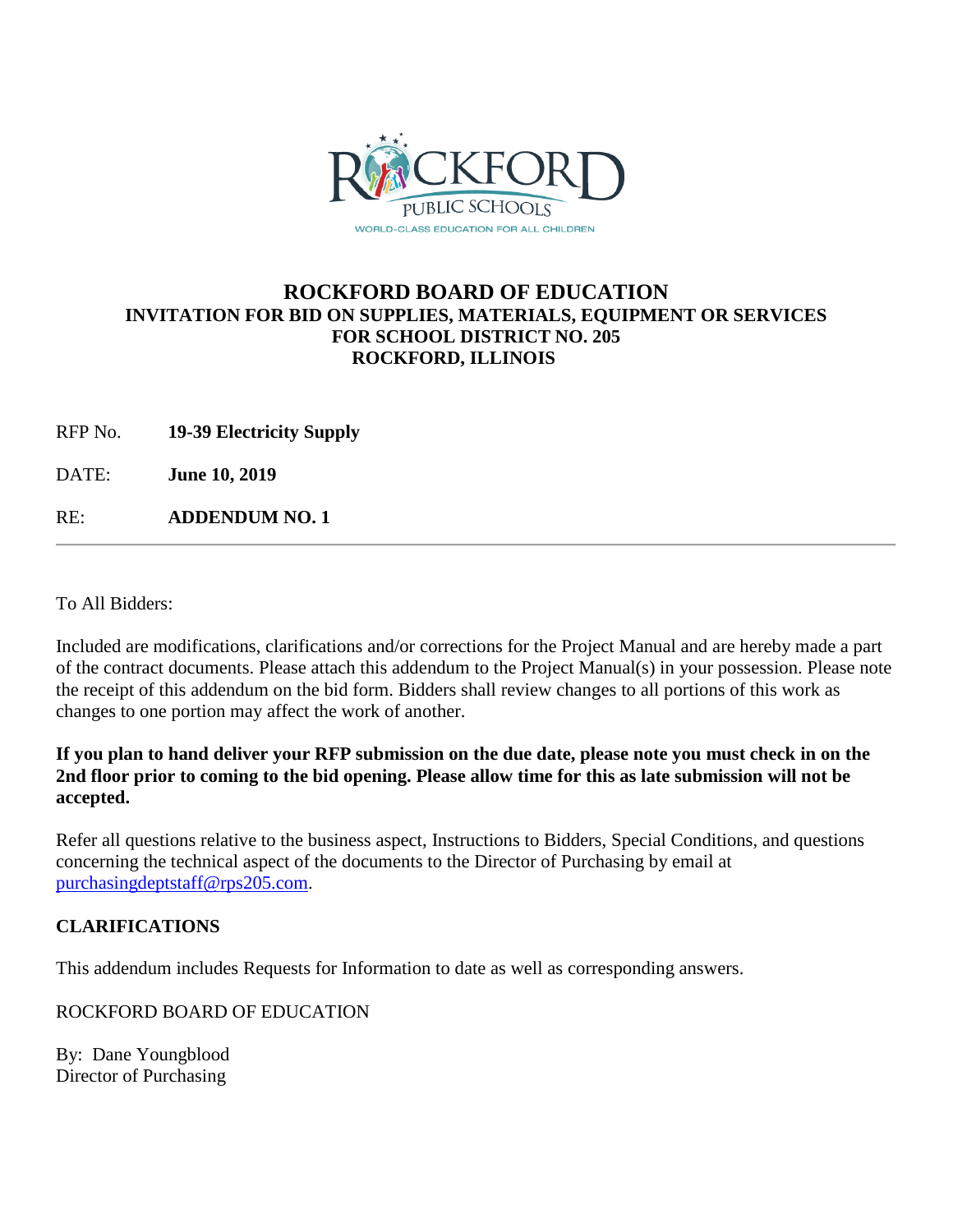# ROCKFORD BOARD OF EDUCATION

### INVITATION FOR BID ON SUPPLIES, MATERIALS, EQUIPMENT OR SERVICES FOR SCHOOL DISTRICT NO. 205 ROCKFORD, ILLINOIS

RFP No. **19-39 Electricity Supply**

DATE: **June 10, 2019**

RE: **ADDENDUM NO. 1**

---

To All Bidders:

Included are modifications, clarifications and/or corrections for the Project Manual and are hereby made a part of the contract documents. Please attach this addendum to the Project Manual(s) in your possession. Please note the receipt of this addendum on the bid form. Bidders shall review changes to all portions of this work as changes to one portion may affect the work of another.

**If you plan to hand deliver your RFP submission on the due date, please note you must check in on the 2nd floor prior to coming to the bid opening. Please allow time for this as late submission will not be accepted.**

Refer all questions relative to the business aspect, Instructions to Bidders, Special Conditions, and questions concerning the technical aspect of the documents to the Director of Purchasing by email at purchasingdeptstaff@rps205.com.

**CLARIFICATIONS**

This addendum includes Requests for Information to date as well as corresponding answers.

ROCKFORD BOARD OF EDUCATION

By: Dane Youngblood
Director of Purchasing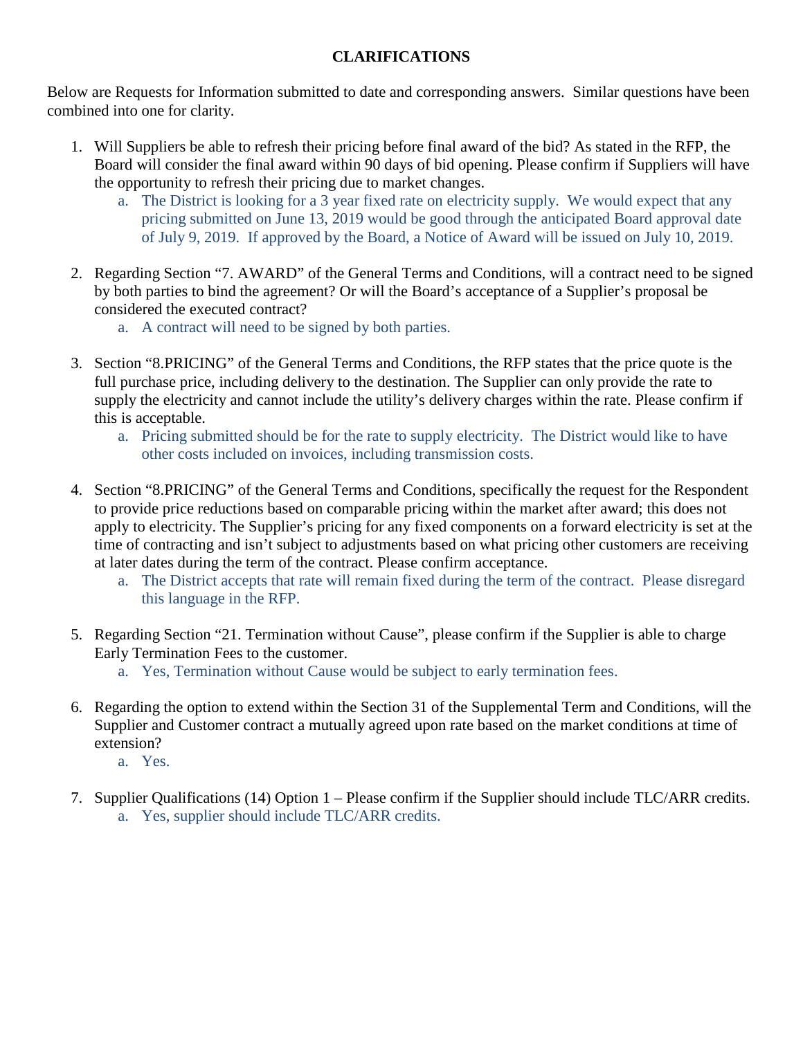**CLARIFICATIONS**

Below are Requests for Information submitted to date and corresponding answers. Similar questions have been combined into one for clarity.

1. Will Suppliers be able to refresh their pricing before final award of the bid? As stated in the RFP, the Board will consider the final award within 90 days of bid opening. Please confirm if Suppliers will have the opportunity to refresh their pricing due to market changes.
   a. The District is looking for a 3 year fixed rate on electricity supply. We would expect that any pricing submitted on June 13, 2019 would be good through the anticipated Board approval date of July 9, 2019. If approved by the Board, a Notice of Award will be issued on July 10, 2019.

2. Regarding Section "7. AWARD" of the General Terms and Conditions, will a contract need to be signed by both parties to bind the agreement? Or will the Board's acceptance of a Supplier's proposal be considered the executed contract?
   a. A contract will need to be signed by both parties.

3. Section "8.PRICING" of the General Terms and Conditions, the RFP states that the price quote is the full purchase price, including delivery to the destination. The Supplier can only provide the rate to supply the electricity and cannot include the utility's delivery charges within the rate. Please confirm if this is acceptable.
   a. Pricing submitted should be for the rate to supply electricity. The District would like to have other costs included on invoices, including transmission costs.

4. Section "8.PRICING" of the General Terms and Conditions, specifically the request for the Respondent to provide price reductions based on comparable pricing within the market after award; this does not apply to electricity. The Supplier's pricing for any fixed components on a forward electricity is set at the time of contracting and isn't subject to adjustments based on what pricing other customers are receiving at later dates during the term of the contract. Please confirm acceptance.
   a. The District accepts that rate will remain fixed during the term of the contract. Please disregard this language in the RFP.

5. Regarding Section "21. Termination without Cause", please confirm if the Supplier is able to charge Early Termination Fees to the customer.
   a. Yes, Termination without Cause would be subject to early termination fees.

6. Regarding the option to extend within the Section 31 of the Supplemental Term and Conditions, will the Supplier and Customer contract a mutually agreed upon rate based on the market conditions at time of extension?
   a. Yes.

7. Supplier Qualifications (14) Option 1 – Please confirm if the Supplier should include TLC/ARR credits.
   a. Yes, supplier should include TLC/ARR credits.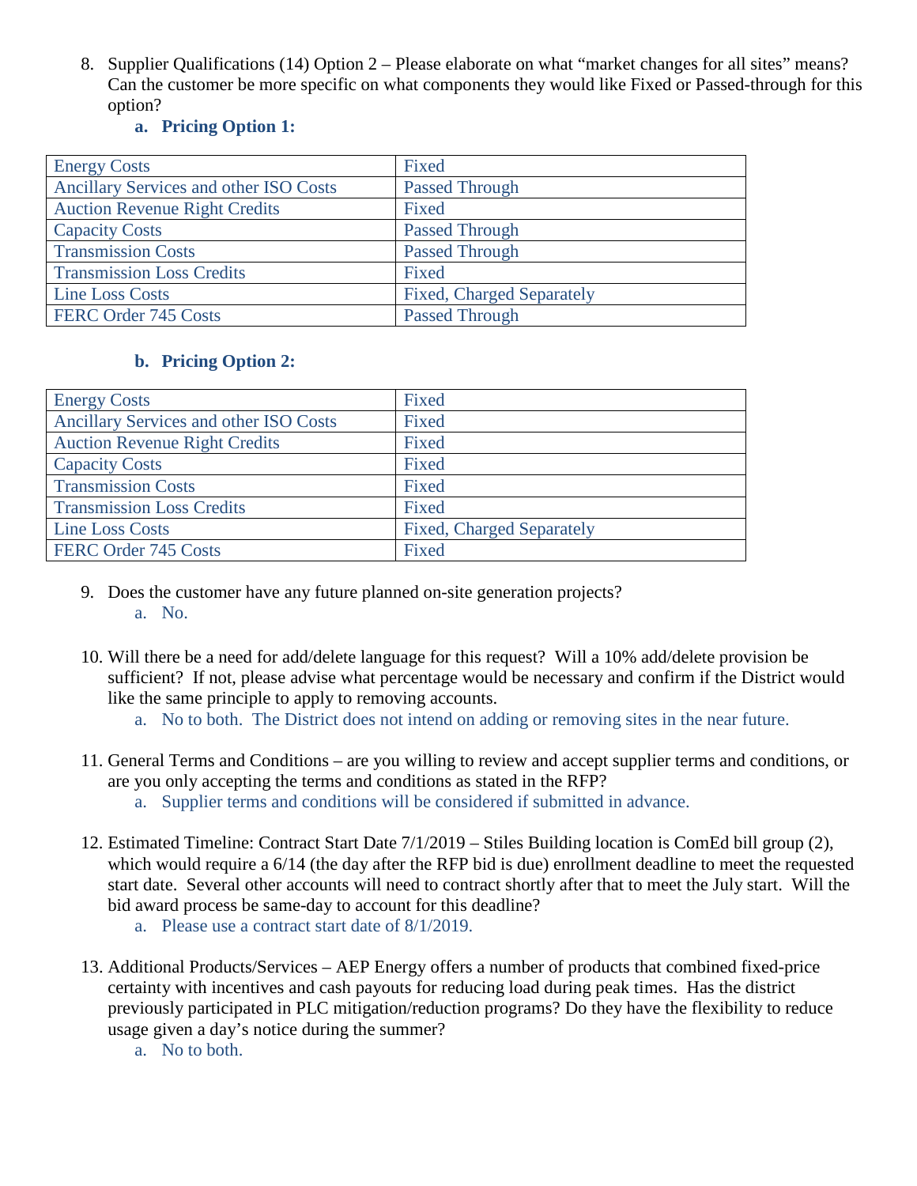8. Supplier Qualifications (14) Option 2 – Please elaborate on what "market changes for all sites" means? Can the customer be more specific on what components they would like Fixed or Passed-through for this option?

    a. **Pricing Option 1:**

| | |
|---|---|
| Energy Costs | Fixed |
| Ancillary Services and other ISO Costs | Passed Through |
| Auction Revenue Right Credits | Fixed |
| Capacity Costs | Passed Through |
| Transmission Costs | Passed Through |
| Transmission Loss Credits | Fixed |
| Line Loss Costs | Fixed, Charged Separately |
| FERC Order 745 Costs | Passed Through |

    b. **Pricing Option 2:**

| | |
|---|---|
| Energy Costs | Fixed |
| Ancillary Services and other ISO Costs | Fixed |
| Auction Revenue Right Credits | Fixed |
| Capacity Costs | Fixed |
| Transmission Costs | Fixed |
| Transmission Loss Credits | Fixed |
| Line Loss Costs | Fixed, Charged Separately |
| FERC Order 745 Costs | Fixed |

9. Does the customer have any future planned on-site generation projects?
    a. No.

10. Will there be a need for add/delete language for this request? Will a 10% add/delete provision be sufficient? If not, please advise what percentage would be necessary and confirm if the District would like the same principle to apply to removing accounts.
    a. No to both. The District does not intend on adding or removing sites in the near future.

11. General Terms and Conditions – are you willing to review and accept supplier terms and conditions, or are you only accepting the terms and conditions as stated in the RFP?
    a. Supplier terms and conditions will be considered if submitted in advance.

12. Estimated Timeline: Contract Start Date 7/1/2019 – Stiles Building location is ComEd bill group (2), which would require a 6/14 (the day after the RFP bid is due) enrollment deadline to meet the requested start date. Several other accounts will need to contract shortly after that to meet the July start. Will the bid award process be same-day to account for this deadline?
    a. Please use a contract start date of 8/1/2019.

13. Additional Products/Services – AEP Energy offers a number of products that combined fixed-price certainty with incentives and cash payouts for reducing load during peak times. Has the district previously participated in PLC mitigation/reduction programs? Do they have the flexibility to reduce usage given a day's notice during the summer?
    a. No to both.